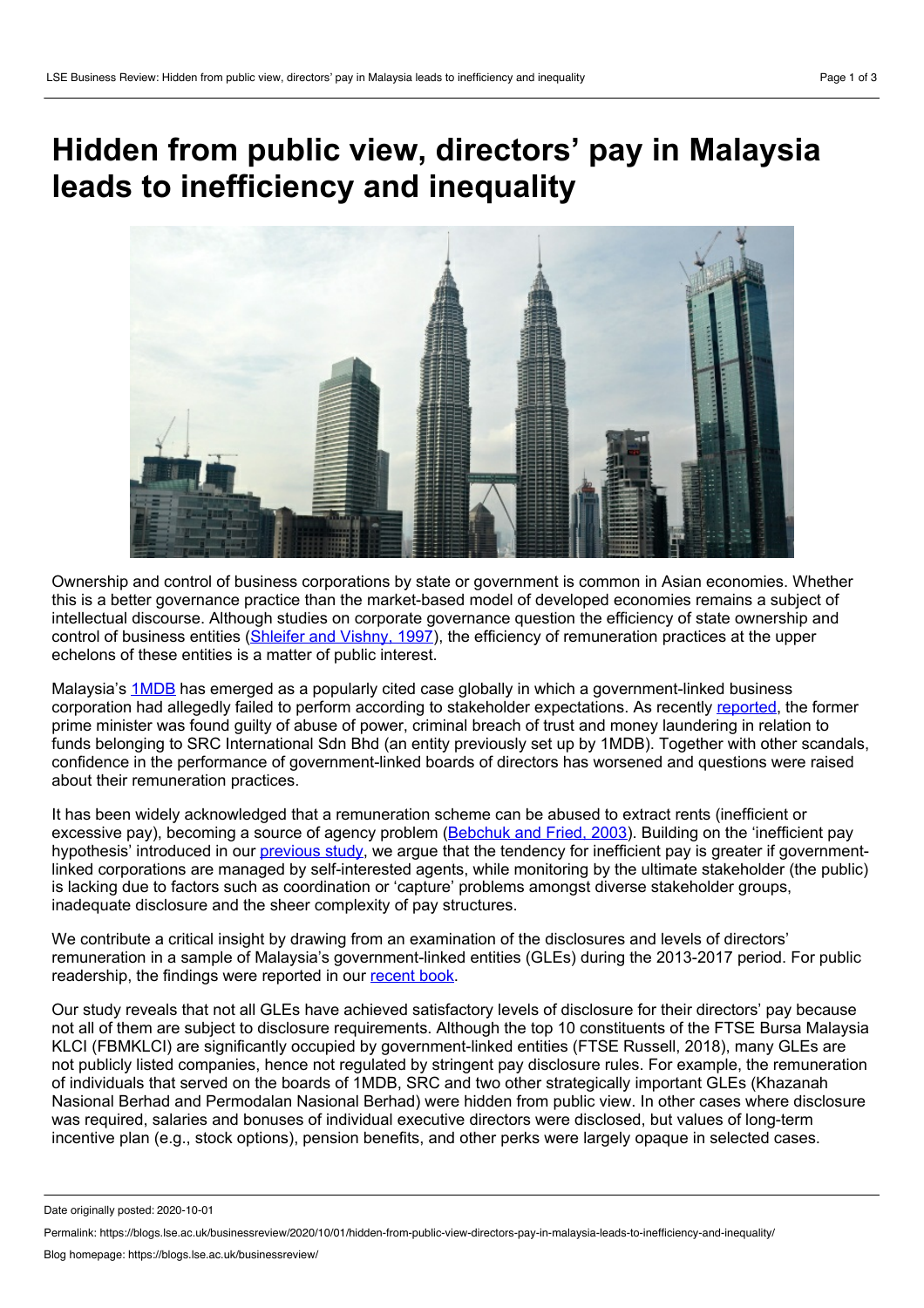# Hidden from public view, directors' pay in Malaysia leads to inefficiency and inequality

Ownership and control of business corporations by state or government is common in Asian economies. Whether this is a better governance practice than the market-based model of developed economies remains a subject of intellectual discourse. Although studies on corporate governance question the efficiency of state ownership and control of business entities (Shleifer and Vishny, 1997), the efficiency of remuneration practices at the upper echelons of these entities is a matter of public interest.

Malaysia's 1MDB has emerged as a popularly cited case globally in which a government-linked business corporation had allegedly failed to perform according to stakeholder expectations. As recently reported, the former prime minister was found guilty of abuse of power, criminal breach of trust and money laundering in relation to funds belonging to SRC International Sdn Bhd (an entity previously set up by 1MDB). Together with other scandals, confidence in the performance of government-linked boards of directors has worsened and questions were raised about their remuneration practices.

It has been widely acknowledged that a remuneration scheme can be abused to extract rents (inefficient or excessive pay), becoming a source of agency problem (Bebchuk and Fried, 2003). Building on the 'inefficient pay hypothesis' introduced in our previous study, we argue that the tendency for inefficient pay is greater if government-linked corporations are managed by self-interested agents, while monitoring by the ultimate stakeholder (the public) is lacking due to factors such as coordination or 'capture' problems amongst diverse stakeholder groups, inadequate disclosure and the sheer complexity of pay structures.

We contribute a critical insight by drawing from an examination of the disclosures and levels of directors' remuneration in a sample of Malaysia's government-linked entities (GLEs) during the 2013-2017 period. For public readership, the findings were reported in our recent book.

Our study reveals that not all GLEs have achieved satisfactory levels of disclosure for their directors' pay because not all of them are subject to disclosure requirements. Although the top 10 constituents of the FTSE Bursa Malaysia KLCI (FBMKLCI) are significantly occupied by government-linked entities (FTSE Russell, 2018), many GLEs are not publicly listed companies, hence not regulated by stringent pay disclosure rules. For example, the remuneration of individuals that served on the boards of 1MDB, SRC and two other strategically important GLEs (Khazanah Nasional Berhad and Permodalan Nasional Berhad) were hidden from public view. In other cases where disclosure was required, salaries and bonuses of individual executive directors were disclosed, but values of long-term incentive plan (e.g., stock options), pension benefits, and other perks were largely opaque in selected cases.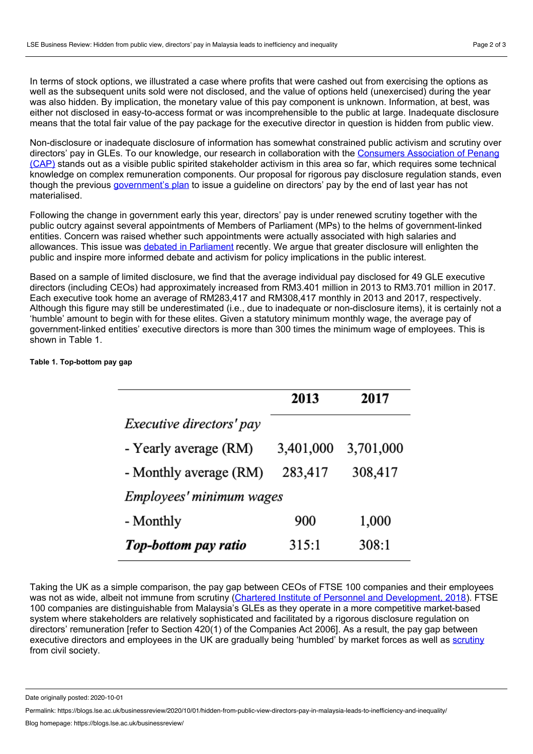In terms of stock options, we illustrated a case where profits that were cashed out from exercising the options as well as the subsequent units sold were not disclosed, and the value of options held (unexercised) during the year was also hidden. By implication, the monetary value of this pay component is unknown. Information, at best, was either not disclosed in easy-to-access format or was incomprehensible to the public at large. Inadequate disclosure means that the total fair value of the pay package for the executive director in question is hidden from public view.

Non-disclosure or inadequate disclosure of information has somewhat constrained public activism and scrutiny over directors' pay in GLEs. To our knowledge, our research in collaboration with the Consumers Association of Penang (CAP) stands out as a visible public spirited stakeholder activism in this area so far, which requires some technical knowledge on complex remuneration components. Our proposal for rigorous pay disclosure regulation stands, even though the previous government's plan to issue a guideline on directors' pay by the end of last year has not materialised.

Following the change in government early this year, directors' pay is under renewed scrutiny together with the public outcry against several appointments of Members of Parliament (MPs) to the helms of government-linked entities. Concern was raised whether such appointments were actually associated with high salaries and allowances. This issue was debated in Parliament recently. We argue that greater disclosure will enlighten the public and inspire more informed debate and activism for policy implications in the public interest.

Based on a sample of limited disclosure, we find that the average individual pay disclosed for 49 GLE executive directors (including CEOs) had approximately increased from RM3.401 million in 2013 to RM3.701 million in 2017. Each executive took home an average of RM283,417 and RM308,417 monthly in 2013 and 2017, respectively. Although this figure may still be underestimated (i.e., due to inadequate or non-disclosure items), it is certainly not a 'humble' amount to begin with for these elites. Given a statutory minimum monthly wage, the average pay of government-linked entities' executive directors is more than 300 times the minimum wage of employees. This is shown in Table 1.

**Table 1. Top-bottom pay gap**

| | 2013 | 2017 |
|---|---|---|
| *Executive directors' pay* | | |
| - Yearly average (RM) | 3,401,000 | 3,701,000 |
| - Monthly average (RM) | 283,417 | 308,417 |
| *Employees' minimum wages* | | |
| - Monthly | 900 | 1,000 |
| ***Top-bottom pay ratio*** | 315:1 | 308:1 |

Taking the UK as a simple comparison, the pay gap between CEOs of FTSE 100 companies and their employees was not as wide, albeit not immune from scrutiny (Chartered Institute of Personnel and Development, 2018). FTSE 100 companies are distinguishable from Malaysia's GLEs as they operate in a more competitive market-based system where stakeholders are relatively sophisticated and facilitated by a rigorous disclosure regulation on directors' remuneration [refer to Section 420(1) of the Companies Act 2006]. As a result, the pay gap between executive directors and employees in the UK are gradually being 'humbled' by market forces as well as scrutiny from civil society.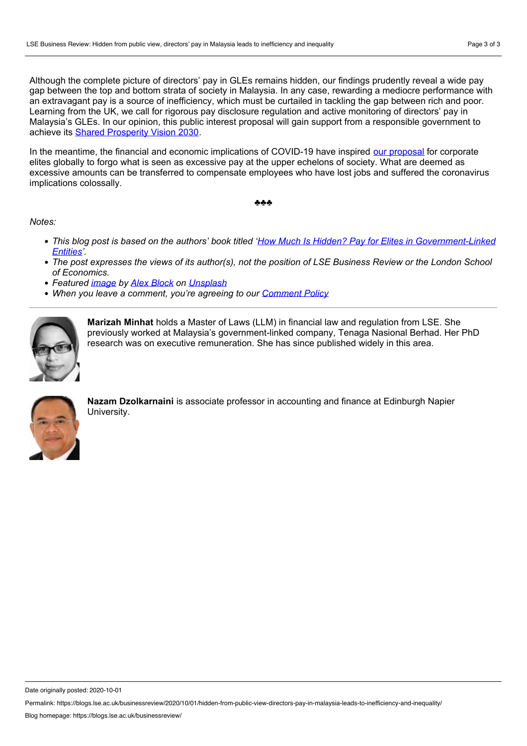Although the complete picture of directors' pay in GLEs remains hidden, our findings prudently reveal a wide pay gap between the top and bottom strata of society in Malaysia. In any case, rewarding a mediocre performance with an extravagant pay is a source of inefficiency, which must be curtailed in tackling the gap between rich and poor. Learning from the UK, we call for rigorous pay disclosure regulation and active monitoring of directors' pay in Malaysia's GLEs. In our opinion, this public interest proposal will gain support from a responsible government to achieve its Shared Prosperity Vision 2030.

In the meantime, the financial and economic implications of COVID-19 have inspired our proposal for corporate elites globally to forgo what is seen as excessive pay at the upper echelons of society. What are deemed as excessive amounts can be transferred to compensate employees who have lost jobs and suffered the coronavirus implications colossally.

♣♣♣

*Notes:*

- *This blog post is based on the authors' book titled 'How Much Is Hidden? Pay for Elites in Government-Linked Entities'.*
- *The post expresses the views of its author(s), not the position of LSE Business Review or the London School of Economics.*
- *Featured image by Alex Block on Unsplash*
- *When you leave a comment, you're agreeing to our Comment Policy*

**Marizah Minhat** holds a Master of Laws (LLM) in financial law and regulation from LSE. She previously worked at Malaysia's government-linked company, Tenaga Nasional Berhad. Her PhD research was on executive remuneration. She has since published widely in this area.

**Nazam Dzolkarnaini** is associate professor in accounting and finance at Edinburgh Napier University.

Date originally posted: 2020-10-01

Permalink: https://blogs.lse.ac.uk/businessreview/2020/10/01/hidden-from-public-view-directors-pay-in-malaysia-leads-to-inefficiency-and-inequality/

Blog homepage: https://blogs.lse.ac.uk/businessreview/